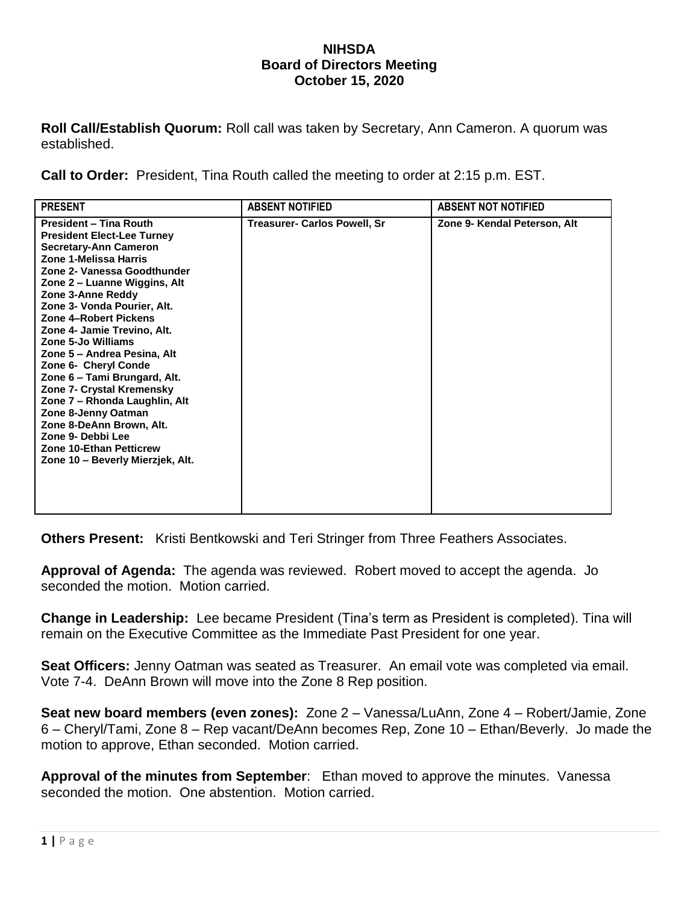# NIHSDA
## Board of Directors Meeting
### October 15, 2020

**Roll Call/Establish Quorum:** Roll call was taken by Secretary, Ann Cameron. A quorum was established.

**Call to Order:** President, Tina Routh called the meeting to order at 2:15 p.m. EST.

| PRESENT | ABSENT NOTIFIED | ABSENT NOT NOTIFIED |
|---|---|---|
| **President – Tina Routh**<br>**President Elect-Lee Turney**<br>**Secretary-Ann Cameron**<br>**Zone 1-Melissa Harris**<br>**Zone 2- Vanessa Goodthunder**<br>**Zone 2 – Luanne Wiggins, Alt**<br>**Zone 3-Anne Reddy**<br>**Zone 3- Vonda Pourier, Alt.**<br>**Zone 4–Robert Pickens**<br>**Zone 4- Jamie Trevino, Alt.**<br>**Zone 5-Jo Williams**<br>**Zone 5 – Andrea Pesina, Alt**<br>**Zone 6- Cheryl Conde**<br>**Zone 6 – Tami Brungard, Alt.**<br>**Zone 7- Crystal Kremensky**<br>**Zone 7 – Rhonda Laughlin, Alt**<br>**Zone 8-Jenny Oatman**<br>**Zone 8-DeAnn Brown, Alt.**<br>**Zone 9- Debbi Lee**<br>**Zone 10-Ethan Petticrew**<br>**Zone 10 – Beverly Mierzjek, Alt.** | **Treasurer- Carlos Powell, Sr** | **Zone 9- Kendal Peterson, Alt** |

**Others Present:** Kristi Bentkowski and Teri Stringer from Three Feathers Associates.

**Approval of Agenda:** The agenda was reviewed. Robert moved to accept the agenda. Jo seconded the motion. Motion carried.

**Change in Leadership:** Lee became President (Tina's term as President is completed). Tina will remain on the Executive Committee as the Immediate Past President for one year.

**Seat Officers:** Jenny Oatman was seated as Treasurer. An email vote was completed via email. Vote 7-4. DeAnn Brown will move into the Zone 8 Rep position.

**Seat new board members (even zones):** Zone 2 – Vanessa/LuAnn, Zone 4 – Robert/Jamie, Zone 6 – Cheryl/Tami, Zone 8 – Rep vacant/DeAnn becomes Rep, Zone 10 – Ethan/Beverly. Jo made the motion to approve, Ethan seconded. Motion carried.

**Approval of the minutes from September**: Ethan moved to approve the minutes. Vanessa seconded the motion. One abstention. Motion carried.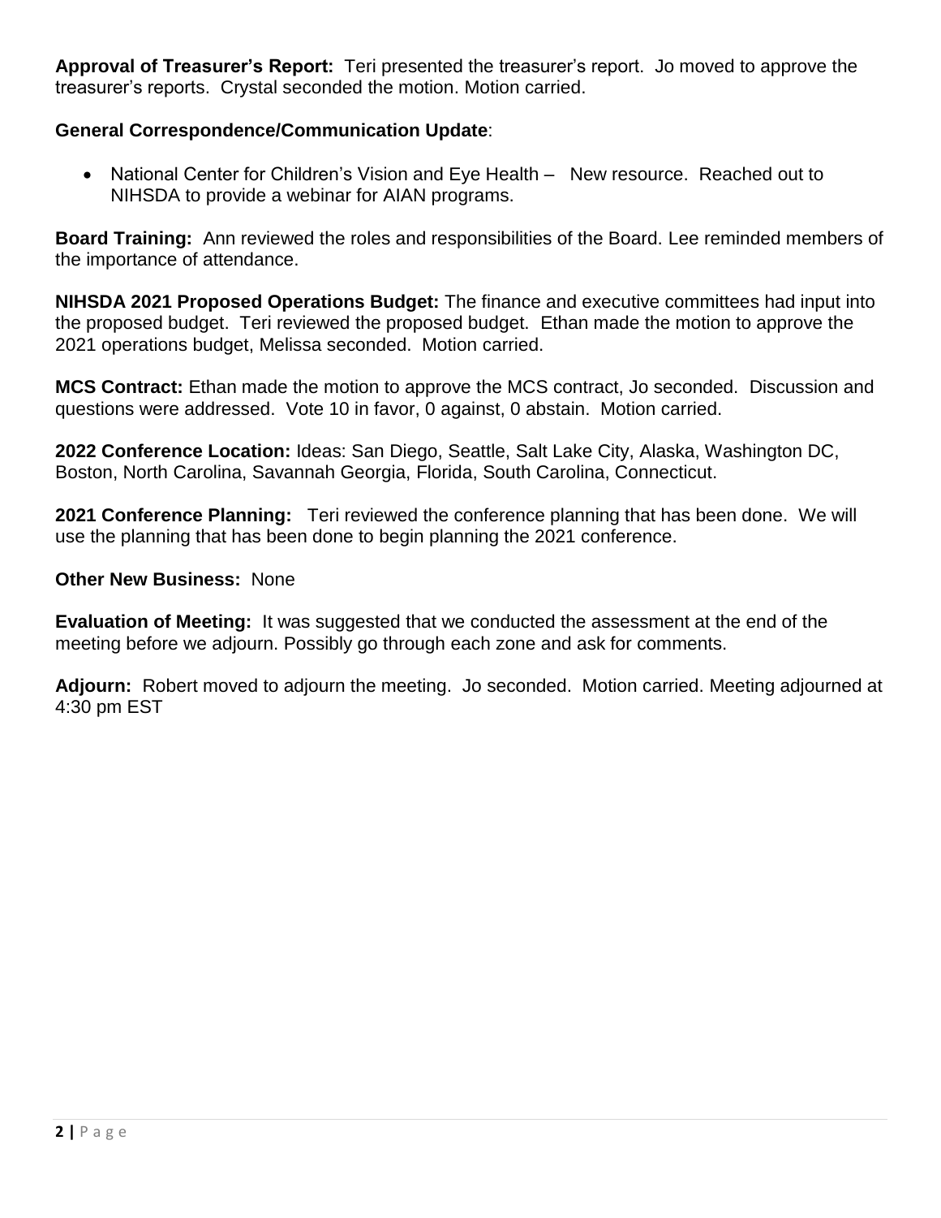**Approval of Treasurer's Report:** Teri presented the treasurer's report. Jo moved to approve the treasurer's reports. Crystal seconded the motion. Motion carried.

**General Correspondence/Communication Update**:

- National Center for Children's Vision and Eye Health – New resource. Reached out to NIHSDA to provide a webinar for AIAN programs.

**Board Training:** Ann reviewed the roles and responsibilities of the Board. Lee reminded members of the importance of attendance.

**NIHSDA 2021 Proposed Operations Budget:** The finance and executive committees had input into the proposed budget. Teri reviewed the proposed budget. Ethan made the motion to approve the 2021 operations budget, Melissa seconded. Motion carried.

**MCS Contract:** Ethan made the motion to approve the MCS contract, Jo seconded. Discussion and questions were addressed. Vote 10 in favor, 0 against, 0 abstain. Motion carried.

**2022 Conference Location:** Ideas: San Diego, Seattle, Salt Lake City, Alaska, Washington DC, Boston, North Carolina, Savannah Georgia, Florida, South Carolina, Connecticut.

**2021 Conference Planning:** Teri reviewed the conference planning that has been done. We will use the planning that has been done to begin planning the 2021 conference.

**Other New Business:** None

**Evaluation of Meeting:** It was suggested that we conducted the assessment at the end of the meeting before we adjourn. Possibly go through each zone and ask for comments.

**Adjourn:** Robert moved to adjourn the meeting. Jo seconded. Motion carried. Meeting adjourned at 4:30 pm EST